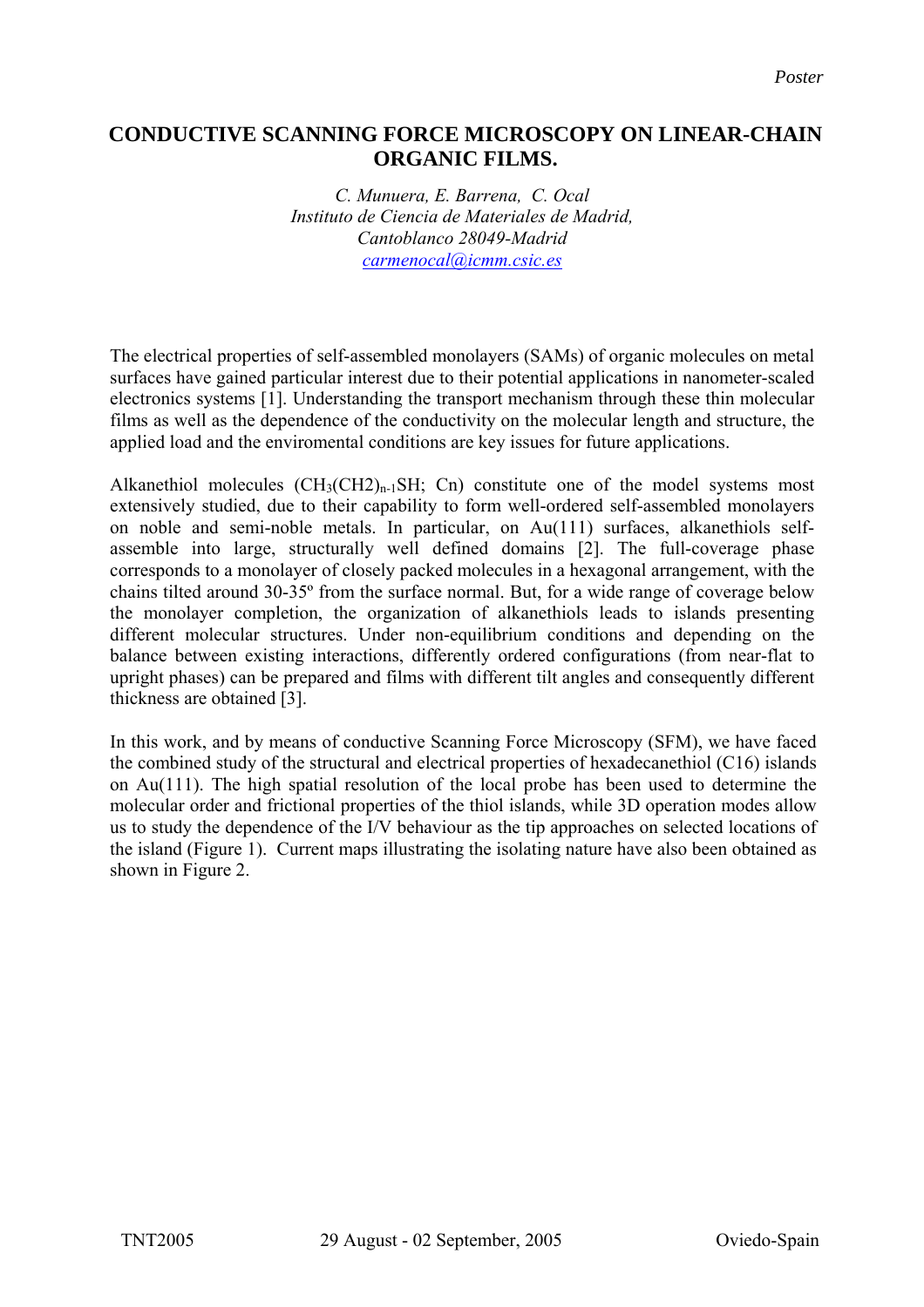*Poster*

# CONDUCTIVE SCANNING FORCE MICROSCOPY ON LINEAR-CHAIN ORGANIC FILMS.

*C. Munuera, E. Barrena, C. Ocal*
*Instituto de Ciencia de Materiales de Madrid,*
*Cantoblanco 28049-Madrid*
*carmenocal@icmm.csic.es*

The electrical properties of self-assembled monolayers (SAMs) of organic molecules on metal surfaces have gained particular interest due to their potential applications in nanometer-scaled electronics systems [1]. Understanding the transport mechanism through these thin molecular films as well as the dependence of the conductivity on the molecular length and structure, the applied load and the enviromental conditions are key issues for future applications.

Alkanethiol molecules ($CH_3(CH2)_{n-1}SH$; Cn) constitute one of the model systems most extensively studied, due to their capability to form well-ordered self-assembled monolayers on noble and semi-noble metals. In particular, on Au(111) surfaces, alkanethiols self-assemble into large, structurally well defined domains [2]. The full-coverage phase corresponds to a monolayer of closely packed molecules in a hexagonal arrangement, with the chains tilted around 30-35º from the surface normal. But, for a wide range of coverage below the monolayer completion, the organization of alkanethiols leads to islands presenting different molecular structures. Under non-equilibrium conditions and depending on the balance between existing interactions, differently ordered configurations (from near-flat to upright phases) can be prepared and films with different tilt angles and consequently different thickness are obtained [3].

In this work, and by means of conductive Scanning Force Microscopy (SFM), we have faced the combined study of the structural and electrical properties of hexadecanethiol (C16) islands on Au(111). The high spatial resolution of the local probe has been used to determine the molecular order and frictional properties of the thiol islands, while 3D operation modes allow us to study the dependence of the I/V behaviour as the tip approaches on selected locations of the island (Figure 1). Current maps illustrating the isolating nature have also been obtained as shown in Figure 2.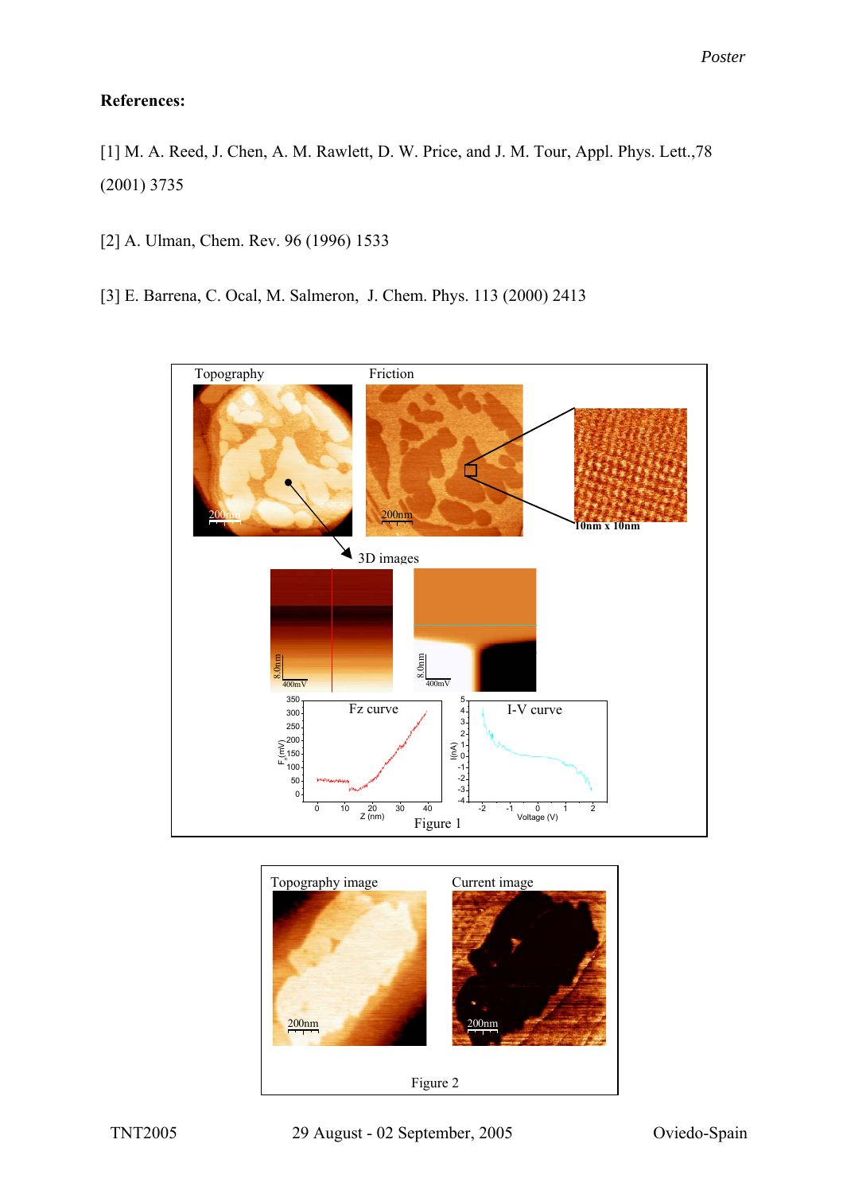**References:**

[1] M. A. Reed, J. Chen, A. M. Rawlett, D. W. Price, and J. M. Tour, Appl. Phys. Lett.,78 (2001) 3735

[2] A. Ulman, Chem. Rev. 96 (1996) 1533

[3] E. Barrena, C. Ocal, M. Salmeron, J. Chem. Phys. 113 (2000) 2413

Topography
Friction
200nm
200nm
10nm x 10nm
3D images
8.0nm
400mV
8.0nm
400mV
Fz curve
$F_n$ (mV)
350
300
250
200
150
100
50
0
0 10 20 30 40
Z (nm)
I-V curve
I(nA)
5
4
3
2
1
0
-1
-2
-3
-4
-2 -1 0 1 2
Voltage (V)

Figure 1

Topography image
Current image
200nm
200nm

Figure 2